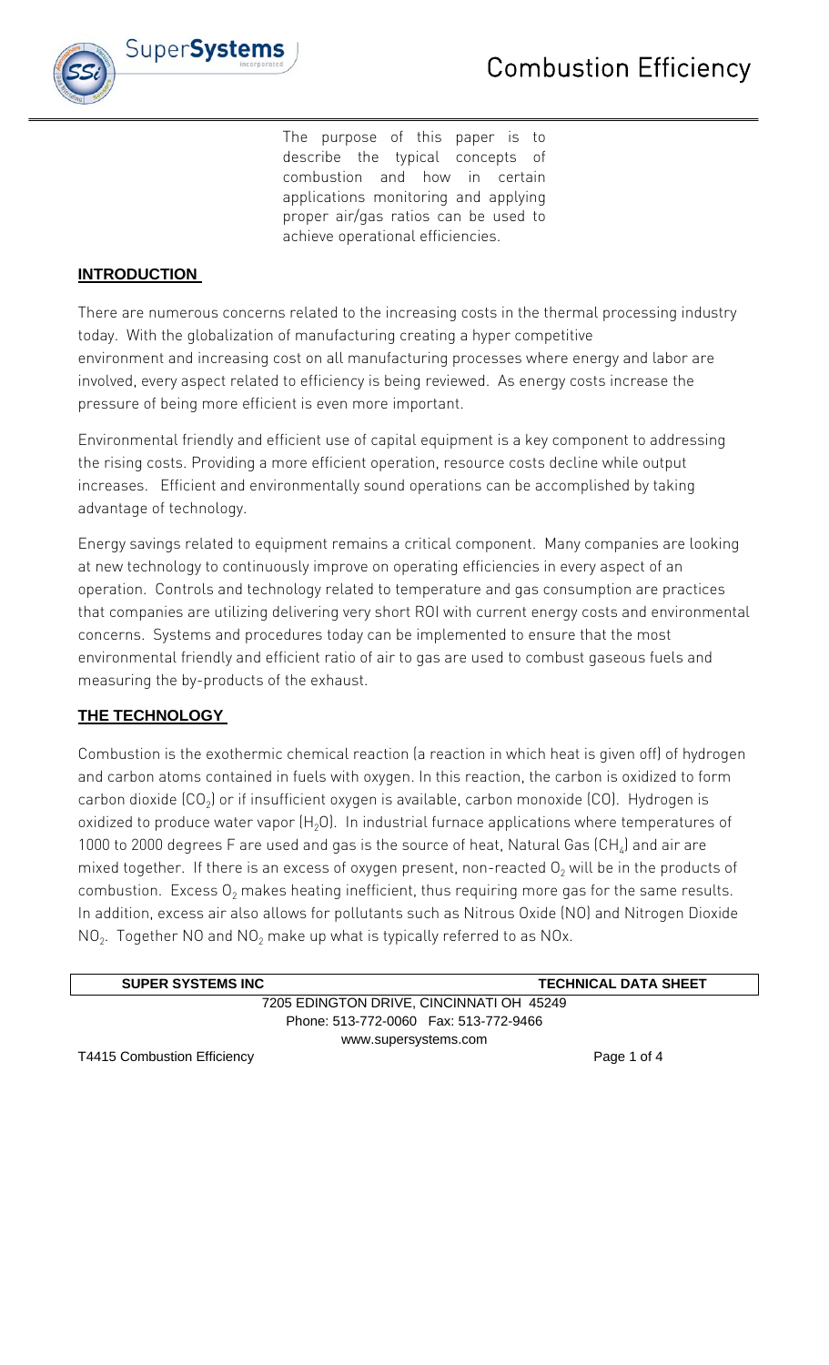# Combustion Efficiency

The purpose of this paper is to describe the typical concepts of combustion and how in certain applications monitoring and applying proper air/gas ratios can be used to achieve operational efficiencies.

## INTRODUCTION

There are numerous concerns related to the increasing costs in the thermal processing industry today. With the globalization of manufacturing creating a hyper competitive environment and increasing cost on all manufacturing processes where energy and labor are involved, every aspect related to efficiency is being reviewed. As energy costs increase the pressure of being more efficient is even more important.

Environmental friendly and efficient use of capital equipment is a key component to addressing the rising costs. Providing a more efficient operation, resource costs decline while output increases. Efficient and environmentally sound operations can be accomplished by taking advantage of technology.

Energy savings related to equipment remains a critical component. Many companies are looking at new technology to continuously improve on operating efficiencies in every aspect of an operation. Controls and technology related to temperature and gas consumption are practices that companies are utilizing delivering very short ROI with current energy costs and environmental concerns. Systems and procedures today can be implemented to ensure that the most environmental friendly and efficient ratio of air to gas are used to combust gaseous fuels and measuring the by-products of the exhaust.

## THE TECHNOLOGY

Combustion is the exothermic chemical reaction (a reaction in which heat is given off) of hydrogen and carbon atoms contained in fuels with oxygen. In this reaction, the carbon is oxidized to form carbon dioxide ($CO_2$) or if insufficient oxygen is available, carbon monoxide (CO). Hydrogen is oxidized to produce water vapor ($H_2O$). In industrial furnace applications where temperatures of 1000 to 2000 degrees F are used and gas is the source of heat, Natural Gas ($CH_4$) and air are mixed together. If there is an excess of oxygen present, non-reacted $O_2$ will be in the products of combustion. Excess $O_2$ makes heating inefficient, thus requiring more gas for the same results. In addition, excess air also allows for pollutants such as Nitrous Oxide (NO) and Nitrogen Dioxide $NO_2$. Together NO and $NO_2$ make up what is typically referred to as NOx.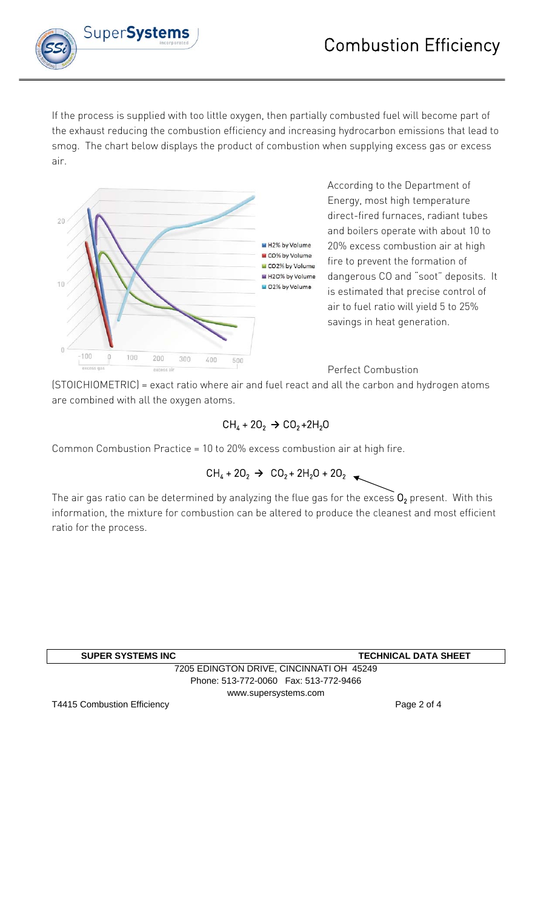If the process is supplied with too little oxygen, then partially combusted fuel will become part of the exhaust reducing the combustion efficiency and increasing hydrocarbon emissions that lead to smog. The chart below displays the product of combustion when supplying excess gas or excess air.

According to the Department of Energy, most high temperature direct-fired furnaces, radiant tubes and boilers operate with about 10 to 20% excess combustion air at high fire to prevent the formation of dangerous CO and "soot" deposits. It is estimated that precise control of air to fuel ratio will yield 5 to 25% savings in heat generation.

Perfect Combustion (STOICHIOMETRIC) = exact ratio where air and fuel react and all the carbon and hydrogen atoms are combined with all the oxygen atoms.

$$CH_4 + 2O_2 \rightarrow CO_2 + 2H_2O$$

Common Combustion Practice = 10 to 20% excess combustion air at high fire.

$$CH_4 + 2O_2 \rightarrow CO_2 + 2H_2O + 2O_2$$

The air gas ratio can be determined by analyzing the flue gas for the excess $O_2$ present. With this information, the mixture for combustion can be altered to produce the cleanest and most efficient ratio for the process.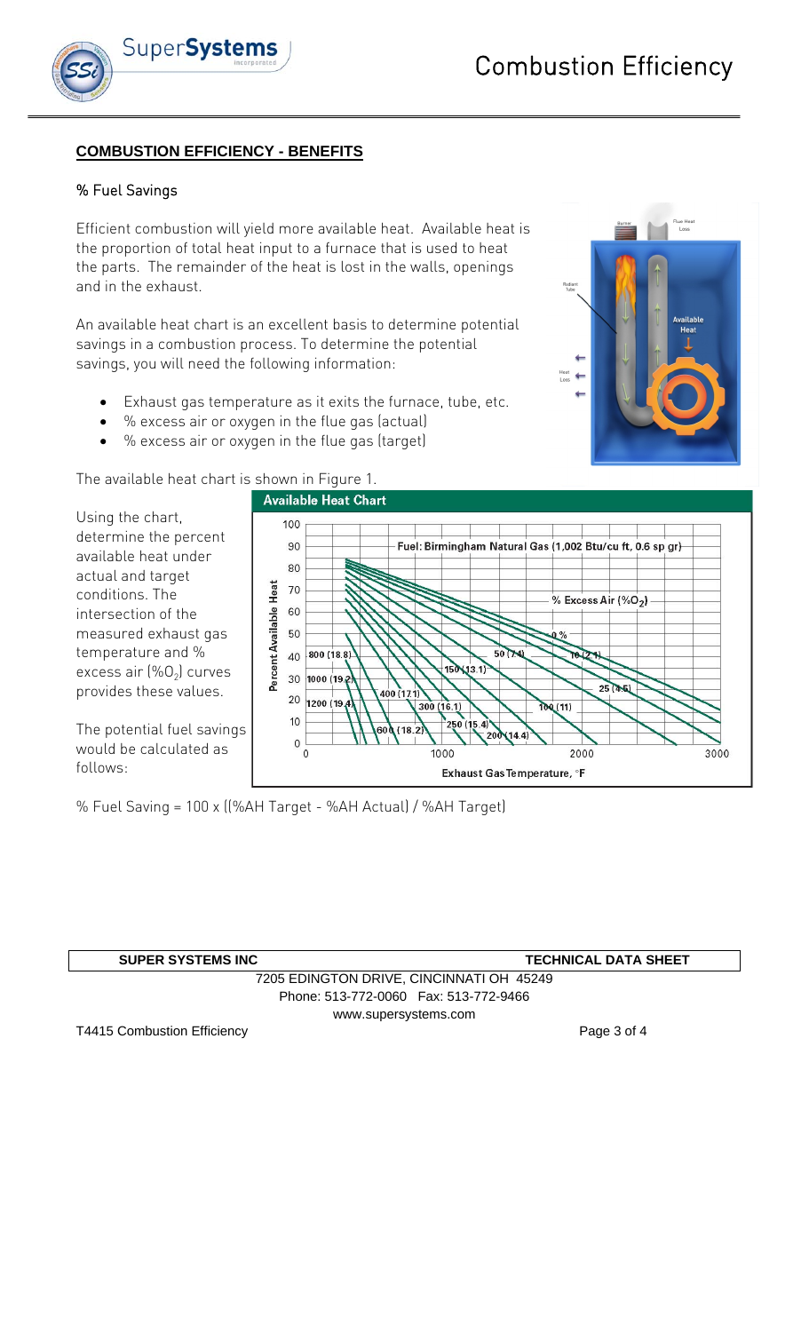## COMBUSTION EFFICIENCY - BENEFITS

### % Fuel Savings

Efficient combustion will yield more available heat. Available heat is the proportion of total heat input to a furnace that is used to heat the parts. The remainder of the heat is lost in the walls, openings and in the exhaust.

An available heat chart is an excellent basis to determine potential savings in a combustion process. To determine the potential savings, you will need the following information:

- Exhaust gas temperature as it exits the furnace, tube, etc.
- % excess air or oxygen in the flue gas (actual)
- % excess air or oxygen in the flue gas (target)

The available heat chart is shown in Figure 1.

Using the chart, determine the percent available heat under actual and target conditions. The intersection of the measured exhaust gas temperature and % excess air (%$O_2$) curves provides these values.

The potential fuel savings would be calculated as follows:

% Fuel Saving = 100 x ((%AH Target - %AH Actual) / %AH Target)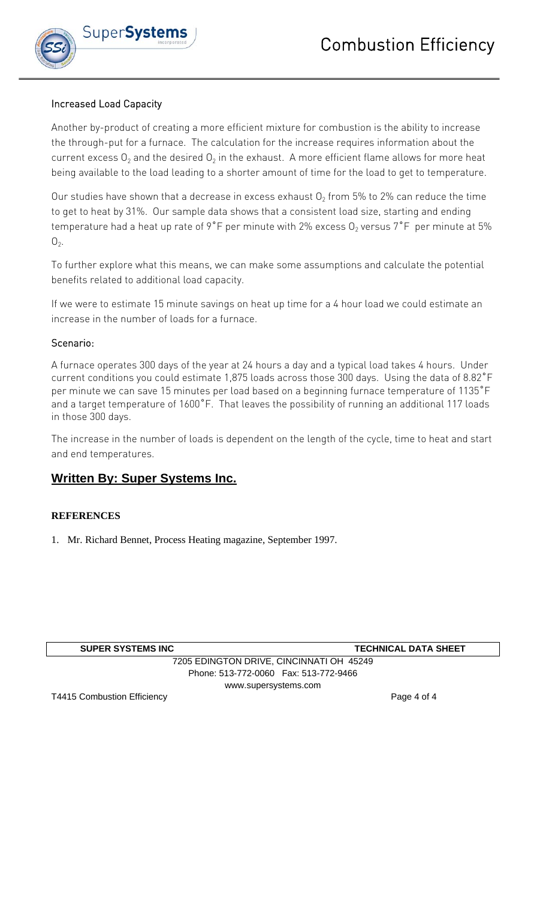### Increased Load Capacity

Another by-product of creating a more efficient mixture for combustion is the ability to increase the through-put for a furnace. The calculation for the increase requires information about the current excess $O_2$ and the desired $O_2$ in the exhaust. A more efficient flame allows for more heat being available to the load leading to a shorter amount of time for the load to get to temperature.

Our studies have shown that a decrease in excess exhaust $O_2$ from 5% to 2% can reduce the time to get to heat by 31%. Our sample data shows that a consistent load size, starting and ending temperature had a heat up rate of 9˚F per minute with 2% excess $O_2$ versus 7˚F per minute at 5% $O_2$.

To further explore what this means, we can make some assumptions and calculate the potential benefits related to additional load capacity.

If we were to estimate 15 minute savings on heat up time for a 4 hour load we could estimate an increase in the number of loads for a furnace.

### Scenario:

A furnace operates 300 days of the year at 24 hours a day and a typical load takes 4 hours. Under current conditions you could estimate 1,875 loads across those 300 days. Using the data of 8.82˚F per minute we can save 15 minutes per load based on a beginning furnace temperature of 1135˚F and a target temperature of 1600˚F. That leaves the possibility of running an additional 117 loads in those 300 days.

The increase in the number of loads is dependent on the length of the cycle, time to heat and start and end temperatures.

## **Written By: Super Systems Inc.**

**REFERENCES**

1. Mr. Richard Bennet, Process Heating magazine, September 1997.

**SUPER SYSTEMS INC** **TECHNICAL DATA SHEET**

7205 EDINGTON DRIVE, CINCINNATI OH 45249
Phone: 513-772-0060 Fax: 513-772-9466
www.supersystems.com

T4415 Combustion Efficiency